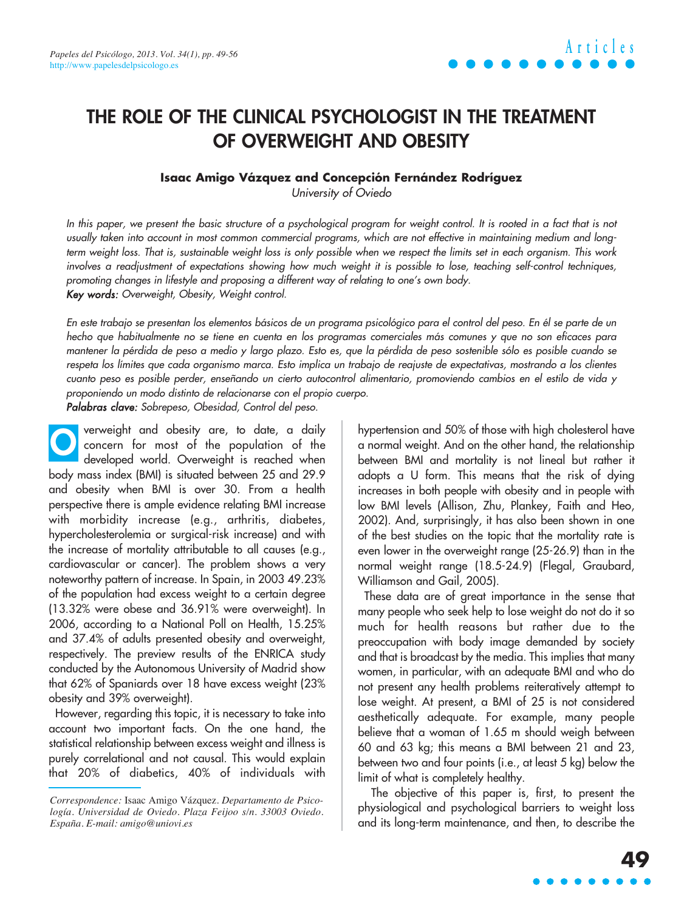# THE ROLE OF THE CLINICAL PSYCHOLOGIST IN THE TREATMENT OF OVERWEIGHT AND OBESITY

**Isaac Amigo Vázquez and Concepción Fernández Rodríguez**

*University of Oviedo*

*In this paper, we present the basic structure of a psychological program for weight control. It is rooted in a fact that is not usually taken into account in most common commercial programs, which are not effective in maintaining medium and long-term weight loss. That is, sustainable weight loss is only possible when we respect the limits set in each organism. This work involves a readjustment of expectations showing how much weight it is possible to lose, teaching self-control techniques, promoting changes in lifestyle and proposing a different way of relating to one's own body.*

***Key words:*** *Overweight, Obesity, Weight control.*

*En este trabajo se presentan los elementos básicos de un programa psicológico para el control del peso. En él se parte de un hecho que habitualmente no se tiene en cuenta en los programas comerciales más comunes y que no son eficaces para mantener la pérdida de peso a medio y largo plazo. Esto es, que la pérdida de peso sostenible sólo es posible cuando se respeta los límites que cada organismo marca. Esto implica un trabajo de reajuste de expectativas, mostrando a los clientes cuanto peso es posible perder, enseñando un cierto autocontrol alimentario, promoviendo cambios en el estilo de vida y proponiendo un modo distinto de relacionarse con el propio cuerpo.*

***Palabras clave:*** *Sobrepeso, Obesidad, Control del peso.*

Overweight and obesity are, to date, a daily concern for most of the population of the developed world. Overweight is reached when body mass index (BMI) is situated between 25 and 29.9 and obesity when BMI is over 30. From a health perspective there is ample evidence relating BMI increase with morbidity increase (e.g., arthritis, diabetes, hypercholesterolemia or surgical-risk increase) and with the increase of mortality attributable to all causes (e.g., cardiovascular or cancer). The problem shows a very noteworthy pattern of increase. In Spain, in 2003 49.23% of the population had excess weight to a certain degree (13.32% were obese and 36.91% were overweight). In 2006, according to a National Poll on Health, 15.25% and 37.4% of adults presented obesity and overweight, respectively. The preview results of the ENRICA study conducted by the Autonomous University of Madrid show that 62% of Spaniards over 18 have excess weight (23% obesity and 39% overweight).

However, regarding this topic, it is necessary to take into account two important facts. On the one hand, the statistical relationship between excess weight and illness is purely correlational and not causal. This would explain that 20% of diabetics, 40% of individuals with hypertension and 50% of those with high cholesterol have a normal weight. And on the other hand, the relationship between BMI and mortality is not lineal but rather it adopts a U form. This means that the risk of dying increases in both people with obesity and in people with low BMI levels (Allison, Zhu, Plankey, Faith and Heo, 2002). And, surprisingly, it has also been shown in one of the best studies on the topic that the mortality rate is even lower in the overweight range (25-26.9) than in the normal weight range (18.5-24.9) (Flegal, Graubard, Williamson and Gail, 2005).

These data are of great importance in the sense that many people who seek help to lose weight do not do it so much for health reasons but rather due to the preoccupation with body image demanded by society and that is broadcast by the media. This implies that many women, in particular, with an adequate BMI and who do not present any health problems reiteratively attempt to lose weight. At present, a BMI of 25 is not considered aesthetically adequate. For example, many people believe that a woman of 1.65 m should weigh between 60 and 63 kg; this means a BMI between 21 and 23, between two and four points (i.e., at least 5 kg) below the limit of what is completely healthy.

The objective of this paper is, first, to present the physiological and psychological barriers to weight loss and its long-term maintenance, and then, to describe the

*Correspondence:* Isaac Amigo Vázquez. *Departamento de Psicología. Universidad de Oviedo. Plaza Feijoo s/n. 33003 Oviedo. España. E-mail: amigo@uniovi.es*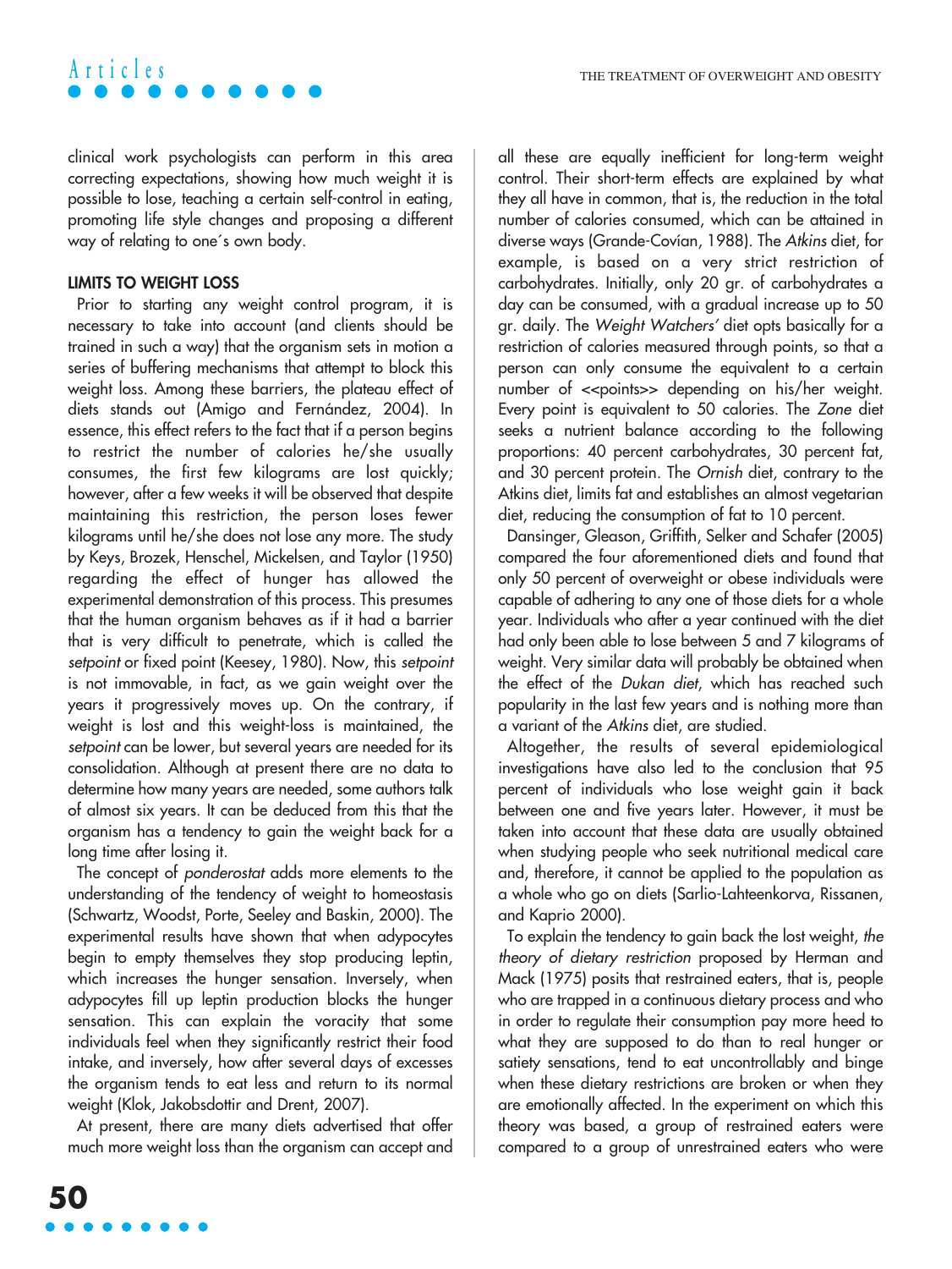clinical work psychologists can perform in this area correcting expectations, showing how much weight it is possible to lose, teaching a certain self-control in eating, promoting life style changes and proposing a different way of relating to one´s own body.

## LIMITS TO WEIGHT LOSS

Prior to starting any weight control program, it is necessary to take into account (and clients should be trained in such a way) that the organism sets in motion a series of buffering mechanisms that attempt to block this weight loss. Among these barriers, the plateau effect of diets stands out (Amigo and Fernández, 2004). In essence, this effect refers to the fact that if a person begins to restrict the number of calories he/she usually consumes, the first few kilograms are lost quickly; however, after a few weeks it will be observed that despite maintaining this restriction, the person loses fewer kilograms until he/she does not lose any more. The study by Keys, Brozek, Henschel, Mickelsen, and Taylor (1950) regarding the effect of hunger has allowed the experimental demonstration of this process. This presumes that the human organism behaves as if it had a barrier that is very difficult to penetrate, which is called the *setpoint* or fixed point (Keesey, 1980). Now, this *setpoint* is not immovable, in fact, as we gain weight over the years it progressively moves up. On the contrary, if weight is lost and this weight-loss is maintained, the *setpoint* can be lower, but several years are needed for its consolidation. Although at present there are no data to determine how many years are needed, some authors talk of almost six years. It can be deduced from this that the organism has a tendency to gain the weight back for a long time after losing it.

The concept of *ponderostat* adds more elements to the understanding of the tendency of weight to homeostasis (Schwartz, Woodst, Porte, Seeley and Baskin, 2000). The experimental results have shown that when adypocytes begin to empty themselves they stop producing leptin, which increases the hunger sensation. Inversely, when adypocytes fill up leptin production blocks the hunger sensation. This can explain the voracity that some individuals feel when they significantly restrict their food intake, and inversely, how after several days of excesses the organism tends to eat less and return to its normal weight (Klok, Jakobsdottir and Drent, 2007).

At present, there are many diets advertised that offer much more weight loss than the organism can accept and all these are equally inefficient for long-term weight control. Their short-term effects are explained by what they all have in common, that is, the reduction in the total number of calories consumed, which can be attained in diverse ways (Grande-Covían, 1988). The *Atkins* diet, for example, is based on a very strict restriction of carbohydrates. Initially, only 20 gr. of carbohydrates a day can be consumed, with a gradual increase up to 50 gr. daily. The *Weight Watchers'* diet opts basically for a restriction of calories measured through points, so that a person can only consume the equivalent to a certain number of <<points>> depending on his/her weight. Every point is equivalent to 50 calories. The *Zone* diet seeks a nutrient balance according to the following proportions: 40 percent carbohydrates, 30 percent fat, and 30 percent protein. The *Ornish* diet, contrary to the Atkins diet, limits fat and establishes an almost vegetarian diet, reducing the consumption of fat to 10 percent.

Dansinger, Gleason, Griffith, Selker and Schafer (2005) compared the four aforementioned diets and found that only 50 percent of overweight or obese individuals were capable of adhering to any one of those diets for a whole year. Individuals who after a year continued with the diet had only been able to lose between 5 and 7 kilograms of weight. Very similar data will probably be obtained when the effect of the *Dukan diet*, which has reached such popularity in the last few years and is nothing more than a variant of the *Atkins* diet, are studied.

Altogether, the results of several epidemiological investigations have also led to the conclusion that 95 percent of individuals who lose weight gain it back between one and five years later. However, it must be taken into account that these data are usually obtained when studying people who seek nutritional medical care and, therefore, it cannot be applied to the population as a whole who go on diets (Sarlio-Lahteenkorva, Rissanen, and Kaprio 2000).

To explain the tendency to gain back the lost weight, *the theory of dietary restriction* proposed by Herman and Mack (1975) posits that restrained eaters, that is, people who are trapped in a continuous dietary process and who in order to regulate their consumption pay more heed to what they are supposed to do than to real hunger or satiety sensations, tend to eat uncontrollably and binge when these dietary restrictions are broken or when they are emotionally affected. In the experiment on which this theory was based, a group of restrained eaters were compared to a group of unrestrained eaters who were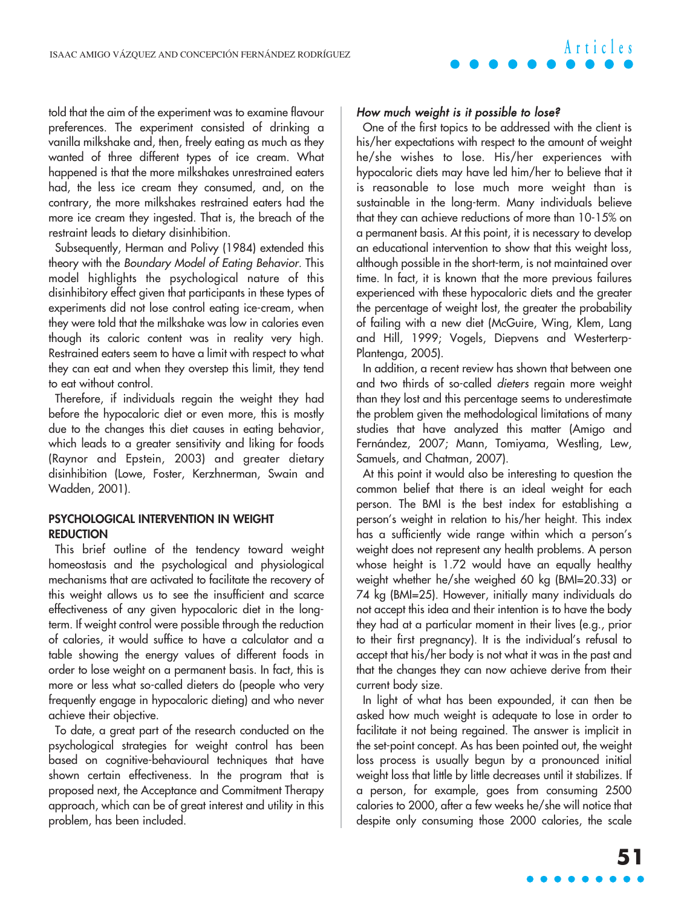told that the aim of the experiment was to examine flavour preferences. The experiment consisted of drinking a vanilla milkshake and, then, freely eating as much as they wanted of three different types of ice cream. What happened is that the more milkshakes unrestrained eaters had, the less ice cream they consumed, and, on the contrary, the more milkshakes restrained eaters had the more ice cream they ingested. That is, the breach of the restraint leads to dietary disinhibition.

Subsequently, Herman and Polivy (1984) extended this theory with the *Boundary Model of Eating Behavior*. This model highlights the psychological nature of this disinhibitory effect given that participants in these types of experiments did not lose control eating ice-cream, when they were told that the milkshake was low in calories even though its caloric content was in reality very high. Restrained eaters seem to have a limit with respect to what they can eat and when they overstep this limit, they tend to eat without control.

Therefore, if individuals regain the weight they had before the hypocaloric diet or even more, this is mostly due to the changes this diet causes in eating behavior, which leads to a greater sensitivity and liking for foods (Raynor and Epstein, 2003) and greater dietary disinhibition (Lowe, Foster, Kerzhnerman, Swain and Wadden, 2001).

## PSYCHOLOGICAL INTERVENTION IN WEIGHT REDUCTION

This brief outline of the tendency toward weight homeostasis and the psychological and physiological mechanisms that are activated to facilitate the recovery of this weight allows us to see the insufficient and scarce effectiveness of any given hypocaloric diet in the long-term. If weight control were possible through the reduction of calories, it would suffice to have a calculator and a table showing the energy values of different foods in order to lose weight on a permanent basis. In fact, this is more or less what so-called dieters do (people who very frequently engage in hypocaloric dieting) and who never achieve their objective.

To date, a great part of the research conducted on the psychological strategies for weight control has been based on cognitive-behavioural techniques that have shown certain effectiveness. In the program that is proposed next, the Acceptance and Commitment Therapy approach, which can be of great interest and utility in this problem, has been included.

### *How much weight is it possible to lose?*

One of the first topics to be addressed with the client is his/her expectations with respect to the amount of weight he/she wishes to lose. His/her experiences with hypocaloric diets may have led him/her to believe that it is reasonable to lose much more weight than is sustainable in the long-term. Many individuals believe that they can achieve reductions of more than 10-15% on a permanent basis. At this point, it is necessary to develop an educational intervention to show that this weight loss, although possible in the short-term, is not maintained over time. In fact, it is known that the more previous failures experienced with these hypocaloric diets and the greater the percentage of weight lost, the greater the probability of failing with a new diet (McGuire, Wing, Klem, Lang and Hill, 1999; Vogels, Diepvens and Westerterp-Plantenga, 2005).

In addition, a recent review has shown that between one and two thirds of so-called *dieters* regain more weight than they lost and this percentage seems to underestimate the problem given the methodological limitations of many studies that have analyzed this matter (Amigo and Fernández, 2007; Mann, Tomiyama, Westling, Lew, Samuels, and Chatman, 2007).

At this point it would also be interesting to question the common belief that there is an ideal weight for each person. The BMI is the best index for establishing a person's weight in relation to his/her height. This index has a sufficiently wide range within which a person's weight does not represent any health problems. A person whose height is 1.72 would have an equally healthy weight whether he/she weighed 60 kg (BMI=20.33) or 74 kg (BMI=25). However, initially many individuals do not accept this idea and their intention is to have the body they had at a particular moment in their lives (e.g., prior to their first pregnancy). It is the individual's refusal to accept that his/her body is not what it was in the past and that the changes they can now achieve derive from their current body size.

In light of what has been expounded, it can then be asked how much weight is adequate to lose in order to facilitate it not being regained. The answer is implicit in the set-point concept. As has been pointed out, the weight loss process is usually begun by a pronounced initial weight loss that little by little decreases until it stabilizes. If a person, for example, goes from consuming 2500 calories to 2000, after a few weeks he/she will notice that despite only consuming those 2000 calories, the scale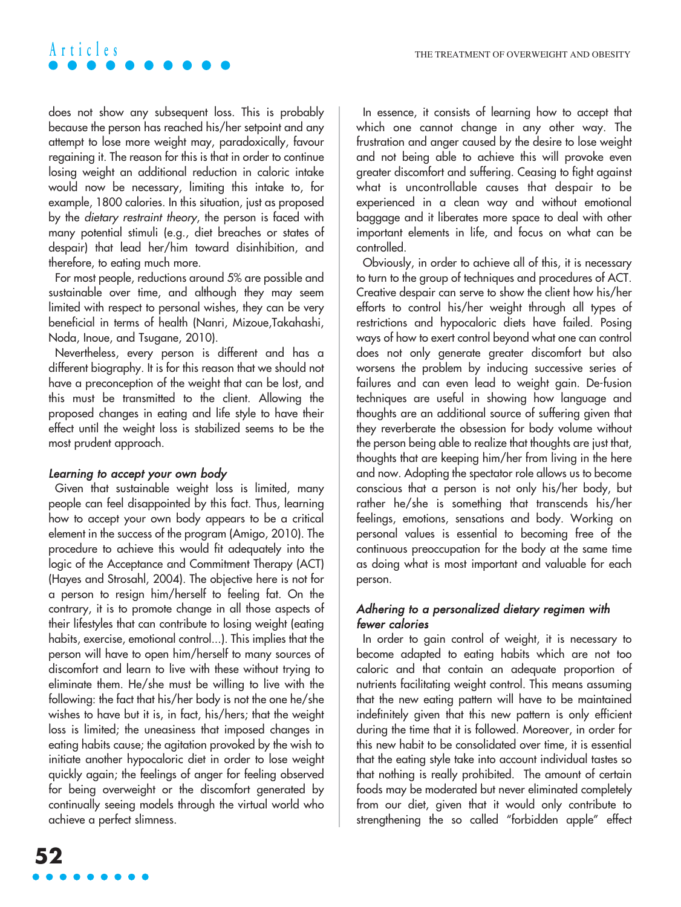does not show any subsequent loss. This is probably because the person has reached his/her setpoint and any attempt to lose more weight may, paradoxically, favour regaining it. The reason for this is that in order to continue losing weight an additional reduction in caloric intake would now be necessary, limiting this intake to, for example, 1800 calories. In this situation, just as proposed by the *dietary restraint theory*, the person is faced with many potential stimuli (e.g., diet breaches or states of despair) that lead her/him toward disinhibition, and therefore, to eating much more.

For most people, reductions around 5% are possible and sustainable over time, and although they may seem limited with respect to personal wishes, they can be very beneficial in terms of health (Nanri, Mizoue,Takahashi, Noda, Inoue, and Tsugane, 2010).

Nevertheless, every person is different and has a different biography. It is for this reason that we should not have a preconception of the weight that can be lost, and this must be transmitted to the client. Allowing the proposed changes in eating and life style to have their effect until the weight loss is stabilized seems to be the most prudent approach.

### *Learning to accept your own body*

Given that sustainable weight loss is limited, many people can feel disappointed by this fact. Thus, learning how to accept your own body appears to be a critical element in the success of the program (Amigo, 2010). The procedure to achieve this would fit adequately into the logic of the Acceptance and Commitment Therapy (ACT) (Hayes and Strosahl, 2004). The objective here is not for a person to resign him/herself to feeling fat. On the contrary, it is to promote change in all those aspects of their lifestyles that can contribute to losing weight (eating habits, exercise, emotional control...). This implies that the person will have to open him/herself to many sources of discomfort and learn to live with these without trying to eliminate them. He/she must be willing to live with the following: the fact that his/her body is not the one he/she wishes to have but it is, in fact, his/hers; that the weight loss is limited; the uneasiness that imposed changes in eating habits cause; the agitation provoked by the wish to initiate another hypocaloric diet in order to lose weight quickly again; the feelings of anger for feeling observed for being overweight or the discomfort generated by continually seeing models through the virtual world who achieve a perfect slimness.

In essence, it consists of learning how to accept that which one cannot change in any other way. The frustration and anger caused by the desire to lose weight and not being able to achieve this will provoke even greater discomfort and suffering. Ceasing to fight against what is uncontrollable causes that despair to be experienced in a clean way and without emotional baggage and it liberates more space to deal with other important elements in life, and focus on what can be controlled.

Obviously, in order to achieve all of this, it is necessary to turn to the group of techniques and procedures of ACT. Creative despair can serve to show the client how his/her efforts to control his/her weight through all types of restrictions and hypocaloric diets have failed. Posing ways of how to exert control beyond what one can control does not only generate greater discomfort but also worsens the problem by inducing successive series of failures and can even lead to weight gain. De-fusion techniques are useful in showing how language and thoughts are an additional source of suffering given that they reverberate the obsession for body volume without the person being able to realize that thoughts are just that, thoughts that are keeping him/her from living in the here and now. Adopting the spectator role allows us to become conscious that a person is not only his/her body, but rather he/she is something that transcends his/her feelings, emotions, sensations and body. Working on personal values is essential to becoming free of the continuous preoccupation for the body at the same time as doing what is most important and valuable for each person.

### *Adhering to a personalized dietary regimen with fewer calories*

In order to gain control of weight, it is necessary to become adapted to eating habits which are not too caloric and that contain an adequate proportion of nutrients facilitating weight control. This means assuming that the new eating pattern will have to be maintained indefinitely given that this new pattern is only efficient during the time that it is followed. Moreover, in order for this new habit to be consolidated over time, it is essential that the eating style take into account individual tastes so that nothing is really prohibited. The amount of certain foods may be moderated but never eliminated completely from our diet, given that it would only contribute to strengthening the so called "forbidden apple" effect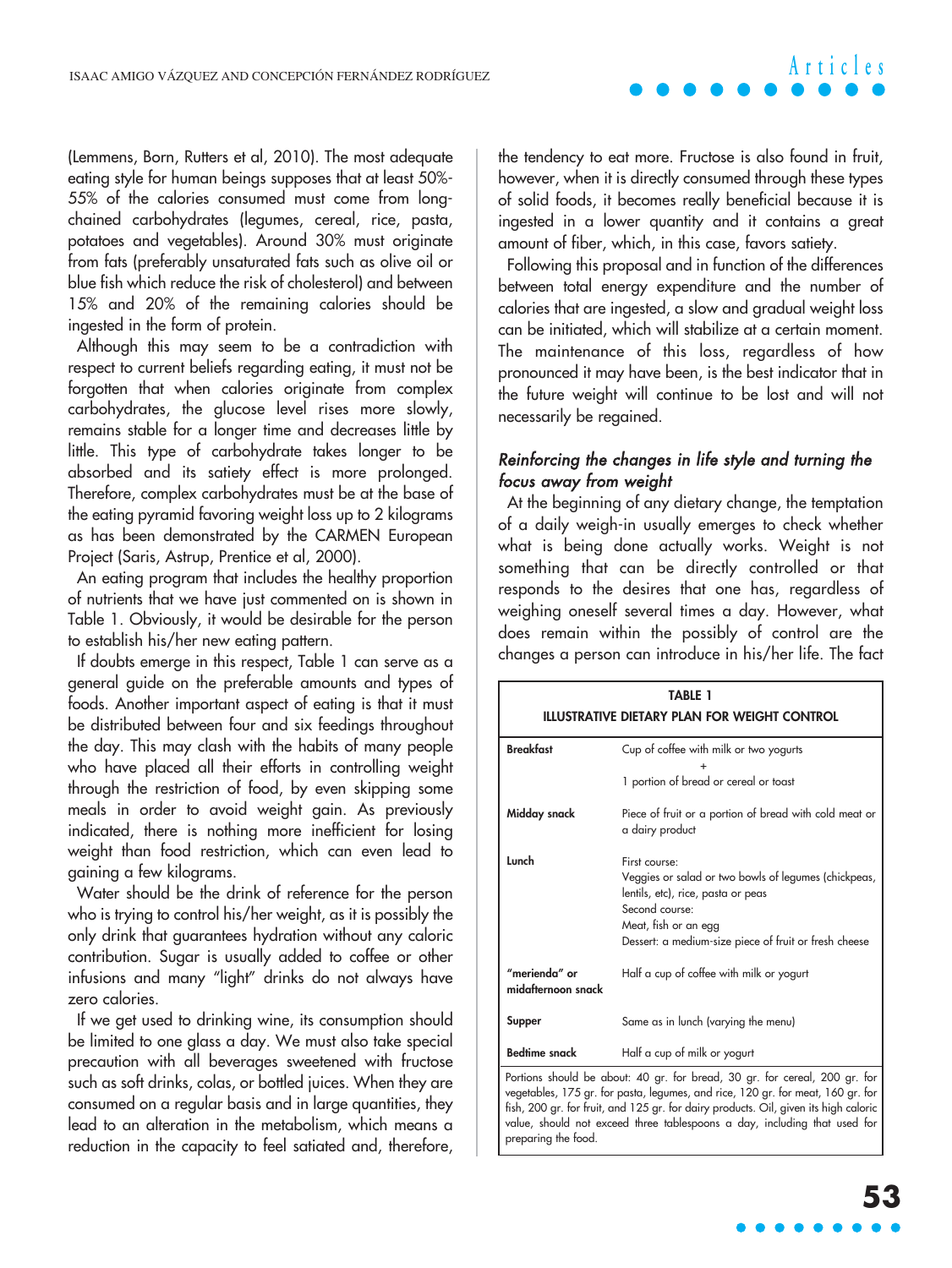(Lemmens, Born, Rutters et al, 2010). The most adequate eating style for human beings supposes that at least 50%-55% of the calories consumed must come from long-chained carbohydrates (legumes, cereal, rice, pasta, potatoes and vegetables). Around 30% must originate from fats (preferably unsaturated fats such as olive oil or blue fish which reduce the risk of cholesterol) and between 15% and 20% of the remaining calories should be ingested in the form of protein.

Although this may seem to be a contradiction with respect to current beliefs regarding eating, it must not be forgotten that when calories originate from complex carbohydrates, the glucose level rises more slowly, remains stable for a longer time and decreases little by little. This type of carbohydrate takes longer to be absorbed and its satiety effect is more prolonged. Therefore, complex carbohydrates must be at the base of the eating pyramid favoring weight loss up to 2 kilograms as has been demonstrated by the CARMEN European Project (Saris, Astrup, Prentice et al, 2000).

An eating program that includes the healthy proportion of nutrients that we have just commented on is shown in Table 1. Obviously, it would be desirable for the person to establish his/her new eating pattern.

If doubts emerge in this respect, Table 1 can serve as a general guide on the preferable amounts and types of foods. Another important aspect of eating is that it must be distributed between four and six feedings throughout the day. This may clash with the habits of many people who have placed all their efforts in controlling weight through the restriction of food, by even skipping some meals in order to avoid weight gain. As previously indicated, there is nothing more inefficient for losing weight than food restriction, which can even lead to gaining a few kilograms.

Water should be the drink of reference for the person who is trying to control his/her weight, as it is possibly the only drink that guarantees hydration without any caloric contribution. Sugar is usually added to coffee or other infusions and many "light" drinks do not always have zero calories.

If we get used to drinking wine, its consumption should be limited to one glass a day. We must also take special precaution with all beverages sweetened with fructose such as soft drinks, colas, or bottled juices. When they are consumed on a regular basis and in large quantities, they lead to an alteration in the metabolism, which means a reduction in the capacity to feel satiated and, therefore, the tendency to eat more. Fructose is also found in fruit, however, when it is directly consumed through these types of solid foods, it becomes really beneficial because it is ingested in a lower quantity and it contains a great amount of fiber, which, in this case, favors satiety.

Following this proposal and in function of the differences between total energy expenditure and the number of calories that are ingested, a slow and gradual weight loss can be initiated, which will stabilize at a certain moment. The maintenance of this loss, regardless of how pronounced it may have been, is the best indicator that in the future weight will continue to be lost and will not necessarily be regained.

### *Reinforcing the changes in life style and turning the focus away from weight*

At the beginning of any dietary change, the temptation of a daily weigh-in usually emerges to check whether what is being done actually works. Weight is not something that can be directly controlled or that responds to the desires that one has, regardless of weighing oneself several times a day. However, what does remain within the possibly of control are the changes a person can introduce in his/her life. The fact

**TABLE 1**
**ILLUSTRATIVE DIETARY PLAN FOR WEIGHT CONTROL**

| | |
|---|---|
| **Breakfast** | Cup of coffee with milk or two yogurts + 1 portion of bread or cereal or toast |
| **Midday snack** | Piece of fruit or a portion of bread with cold meat or a dairy product |
| **Lunch** | First course: Veggies or salad or two bowls of legumes (chickpeas, lentils, etc), rice, pasta or peas<br>Second course: Meat, fish or an egg<br>Dessert: a medium-size piece of fruit or fresh cheese |
| **"merienda" or midafternoon snack** | Half a cup of coffee with milk or yogurt |
| **Supper** | Same as in lunch (varying the menu) |
| **Bedtime snack** | Half a cup of milk or yogurt |

Portions should be about: 40 gr. for bread, 30 gr. for cereal, 200 gr. for vegetables, 175 gr. for pasta, legumes, and rice, 120 gr. for meat, 160 gr. for fish, 200 gr. for fruit, and 125 gr. for dairy products. Oil, given its high caloric value, should not exceed three tablespoons a day, including that used for preparing the food.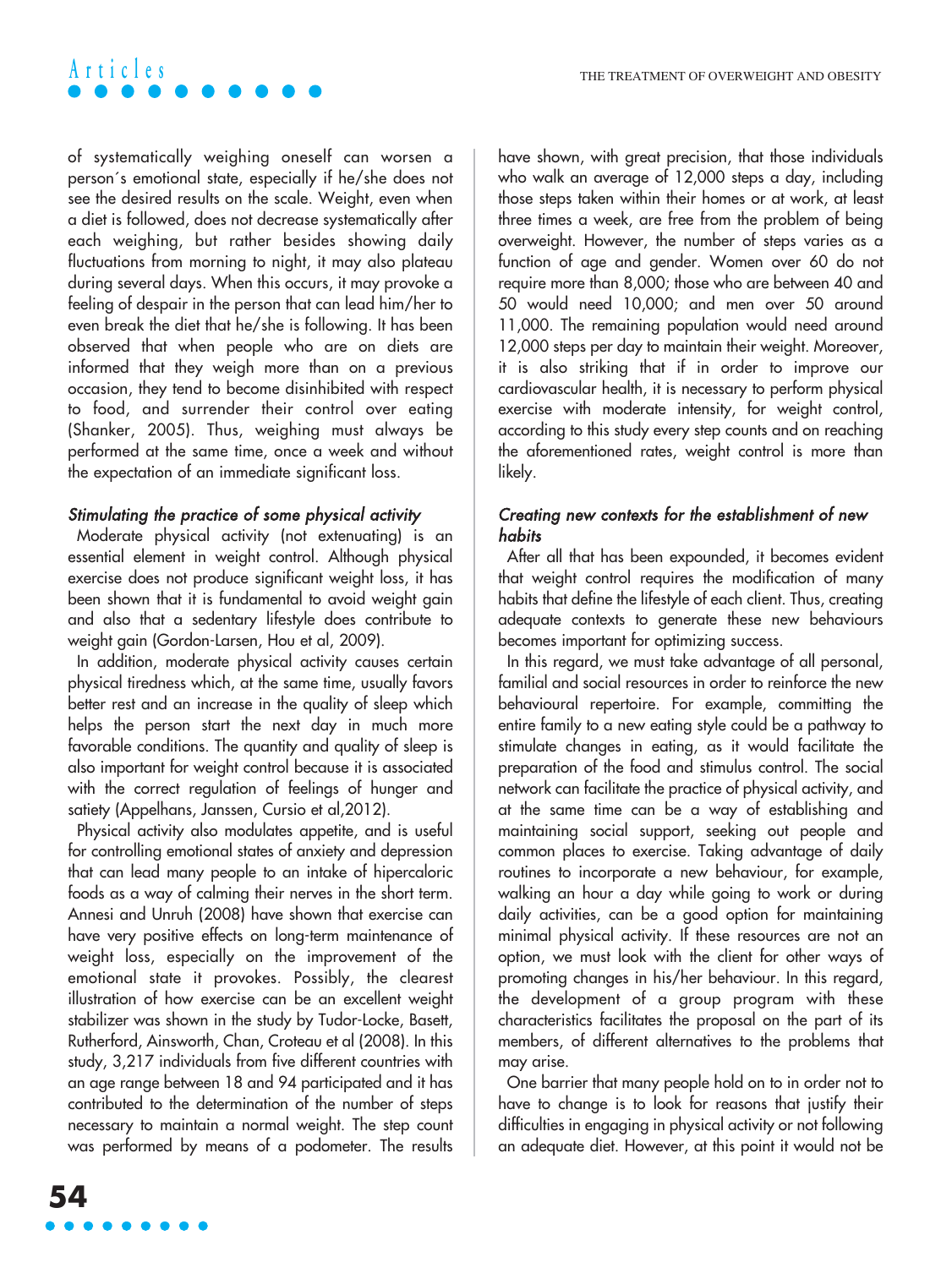of systematically weighing oneself can worsen a person´s emotional state, especially if he/she does not see the desired results on the scale. Weight, even when a diet is followed, does not decrease systematically after each weighing, but rather besides showing daily fluctuations from morning to night, it may also plateau during several days. When this occurs, it may provoke a feeling of despair in the person that can lead him/her to even break the diet that he/she is following. It has been observed that when people who are on diets are informed that they weigh more than on a previous occasion, they tend to become disinhibited with respect to food, and surrender their control over eating (Shanker, 2005). Thus, weighing must always be performed at the same time, once a week and without the expectation of an immediate significant loss.

### *Stimulating the practice of some physical activity*

Moderate physical activity (not extenuating) is an essential element in weight control. Although physical exercise does not produce significant weight loss, it has been shown that it is fundamental to avoid weight gain and also that a sedentary lifestyle does contribute to weight gain (Gordon-Larsen, Hou et al, 2009).

In addition, moderate physical activity causes certain physical tiredness which, at the same time, usually favors better rest and an increase in the quality of sleep which helps the person start the next day in much more favorable conditions. The quantity and quality of sleep is also important for weight control because it is associated with the correct regulation of feelings of hunger and satiety (Appelhans, Janssen, Cursio et al,2012).

Physical activity also modulates appetite, and is useful for controlling emotional states of anxiety and depression that can lead many people to an intake of hipercaloric foods as a way of calming their nerves in the short term. Annesi and Unruh (2008) have shown that exercise can have very positive effects on long-term maintenance of weight loss, especially on the improvement of the emotional state it provokes. Possibly, the clearest illustration of how exercise can be an excellent weight stabilizer was shown in the study by Tudor-Locke, Basett, Rutherford, Ainsworth, Chan, Croteau et al (2008). In this study, 3,217 individuals from five different countries with an age range between 18 and 94 participated and it has contributed to the determination of the number of steps necessary to maintain a normal weight. The step count was performed by means of a podometer. The results have shown, with great precision, that those individuals who walk an average of 12,000 steps a day, including those steps taken within their homes or at work, at least three times a week, are free from the problem of being overweight. However, the number of steps varies as a function of age and gender. Women over 60 do not require more than 8,000; those who are between 40 and 50 would need 10,000; and men over 50 around 11,000. The remaining population would need around 12,000 steps per day to maintain their weight. Moreover, it is also striking that if in order to improve our cardiovascular health, it is necessary to perform physical exercise with moderate intensity, for weight control, according to this study every step counts and on reaching the aforementioned rates, weight control is more than likely.

### *Creating new contexts for the establishment of new habits*

After all that has been expounded, it becomes evident that weight control requires the modification of many habits that define the lifestyle of each client. Thus, creating adequate contexts to generate these new behaviours becomes important for optimizing success.

In this regard, we must take advantage of all personal, familial and social resources in order to reinforce the new behavioural repertoire. For example, committing the entire family to a new eating style could be a pathway to stimulate changes in eating, as it would facilitate the preparation of the food and stimulus control. The social network can facilitate the practice of physical activity, and at the same time can be a way of establishing and maintaining social support, seeking out people and common places to exercise. Taking advantage of daily routines to incorporate a new behaviour, for example, walking an hour a day while going to work or during daily activities, can be a good option for maintaining minimal physical activity. If these resources are not an option, we must look with the client for other ways of promoting changes in his/her behaviour. In this regard, the development of a group program with these characteristics facilitates the proposal on the part of its members, of different alternatives to the problems that may arise.

One barrier that many people hold on to in order not to have to change is to look for reasons that justify their difficulties in engaging in physical activity or not following an adequate diet. However, at this point it would not be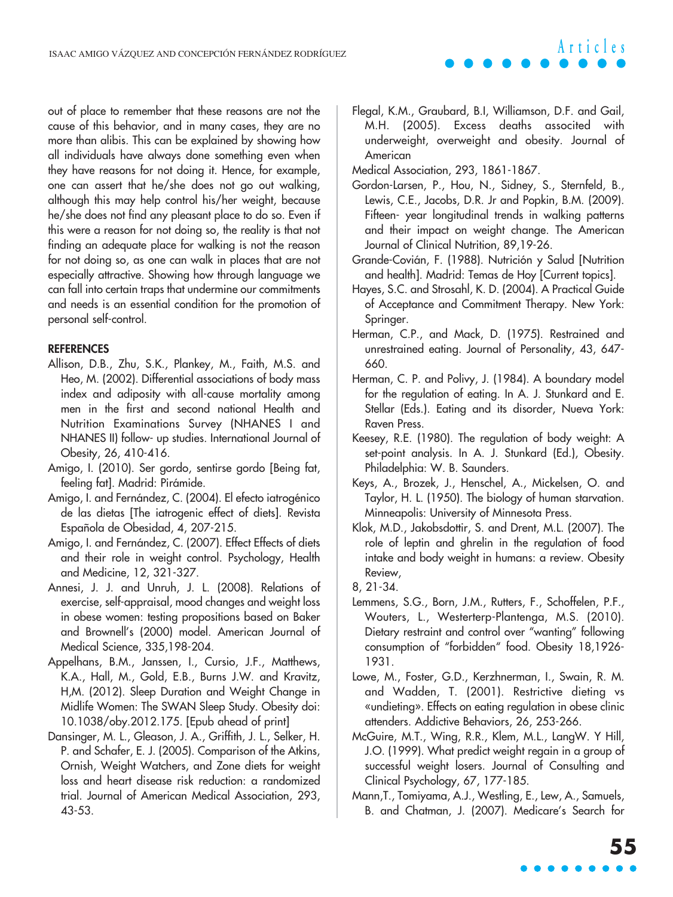out of place to remember that these reasons are not the cause of this behavior, and in many cases, they are no more than alibis. This can be explained by showing how all individuals have always done something even when they have reasons for not doing it. Hence, for example, one can assert that he/she does not go out walking, although this may help control his/her weight, because he/she does not find any pleasant place to do so. Even if this were a reason for not doing so, the reality is that not finding an adequate place for walking is not the reason for not doing so, as one can walk in places that are not especially attractive. Showing how through language we can fall into certain traps that undermine our commitments and needs is an essential condition for the promotion of personal self-control.

**REFERENCES**

Allison, D.B., Zhu, S.K., Plankey, M., Faith, M.S. and Heo, M. (2002). Differential associations of body mass index and adiposity with all-cause mortality among men in the first and second national Health and Nutrition Examinations Survey (NHANES I and NHANES II) follow- up studies. International Journal of Obesity, 26, 410-416.

Amigo, I. (2010). Ser gordo, sentirse gordo [Being fat, feeling fat]. Madrid: Pirámide.

Amigo, I. and Fernández, C. (2004). El efecto iatrogénico de las dietas [The iatrogenic effect of diets]. Revista Española de Obesidad, 4, 207-215.

Amigo, I. and Fernández, C. (2007). Effect Effects of diets and their role in weight control. Psychology, Health and Medicine, 12, 321-327.

Annesi, J. J. and Unruh, J. L. (2008). Relations of exercise, self-appraisal, mood changes and weight loss in obese women: testing propositions based on Baker and Brownell's (2000) model. American Journal of Medical Science, 335,198-204.

Appelhans, B.M., Janssen, I., Cursio, J.F., Matthews, K.A., Hall, M., Gold, E.B., Burns J.W. and Kravitz, H,M. (2012). Sleep Duration and Weight Change in Midlife Women: The SWAN Sleep Study. Obesity doi: 10.1038/oby.2012.175. [Epub ahead of print]

Dansinger, M. L., Gleason, J. A., Griffith, J. L., Selker, H. P. and Schafer, E. J. (2005). Comparison of the Atkins, Ornish, Weight Watchers, and Zone diets for weight loss and heart disease risk reduction: a randomized trial. Journal of American Medical Association, 293, 43-53.

Flegal, K.M., Graubard, B.I, Williamson, D.F. and Gail, M.H. (2005). Excess deaths associted with underweight, overweight and obesity. Journal of American

Medical Association, 293, 1861-1867.

Gordon-Larsen, P., Hou, N., Sidney, S., Sternfeld, B., Lewis, C.E., Jacobs, D.R. Jr and Popkin, B.M. (2009). Fifteen- year longitudinal trends in walking patterns and their impact on weight change. The American Journal of Clinical Nutrition, 89,19-26.

Grande-Covián, F. (1988). Nutrición y Salud [Nutrition and health]. Madrid: Temas de Hoy [Current topics].

Hayes, S.C. and Strosahl, K. D. (2004). A Practical Guide of Acceptance and Commitment Therapy. New York: Springer.

Herman, C.P., and Mack, D. (1975). Restrained and unrestrained eating. Journal of Personality, 43, 647-660.

Herman, C. P. and Polivy, J. (1984). A boundary model for the regulation of eating. In A. J. Stunkard and E. Stellar (Eds.). Eating and its disorder, Nueva York: Raven Press.

Keesey, R.E. (1980). The regulation of body weight: A set-point analysis. In A. J. Stunkard (Ed.), Obesity. Philadelphia: W. B. Saunders.

Keys, A., Brozek, J., Henschel, A., Mickelsen, O. and Taylor, H. L. (1950). The biology of human starvation. Minneapolis: University of Minnesota Press.

Klok, M.D., Jakobsdottir, S. and Drent, M.L. (2007). The role of leptin and ghrelin in the regulation of food intake and body weight in humans: a review. Obesity Review,

8, 21-34.

Lemmens, S.G., Born, J.M., Rutters, F., Schoffelen, P.F., Wouters, L., Westerterp-Plantenga, M.S. (2010). Dietary restraint and control over "wanting" following consumption of "forbidden" food. Obesity 18,1926-1931.

Lowe, M., Foster, G.D., Kerzhnerman, I., Swain, R. M. and Wadden, T. (2001). Restrictive dieting vs «undieting». Effects on eating regulation in obese clinic attenders. Addictive Behaviors, 26, 253-266.

McGuire, M.T., Wing, R.R., Klem, M.L., LangW. Y Hill, J.O. (1999). What predict weight regain in a group of successful weight losers. Journal of Consulting and Clinical Psychology, 67, 177-185.

Mann,T., Tomiyama, A.J., Westling, E., Lew, A., Samuels, B. and Chatman, J. (2007). Medicare's Search for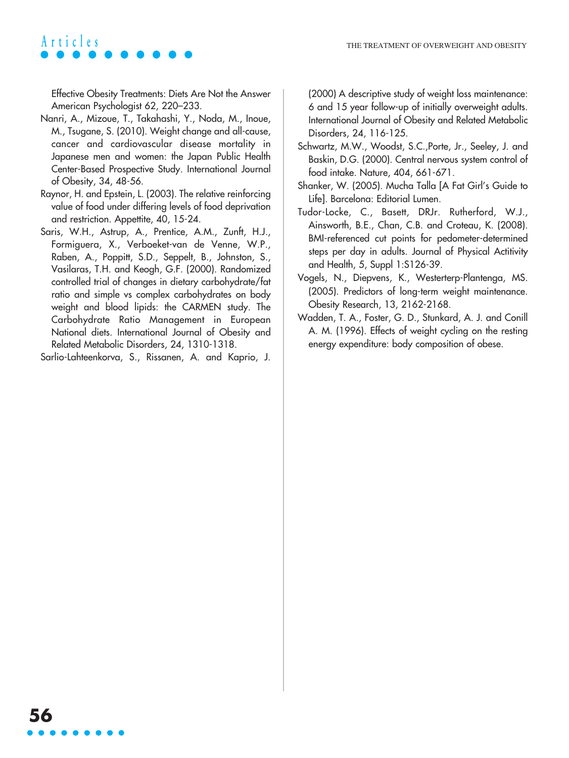Effective Obesity Treatments: Diets Are Not the Answer American Psychologist 62, 220–233.

Nanri, A., Mizoue, T., Takahashi, Y., Noda, M., Inoue, M., Tsugane, S. (2010). Weight change and all-cause, cancer and cardiovascular disease mortality in Japanese men and women: the Japan Public Health Center-Based Prospective Study. International Journal of Obesity, 34, 48-56.

Raynor, H. and Epstein, L. (2003). The relative reinforcing value of food under differing levels of food deprivation and restriction. Appetite, 40, 15-24.

Saris, W.H., Astrup, A., Prentice, A.M., Zunft, H.J., Formiguera, X., Verboeket-van de Venne, W.P., Raben, A., Poppitt, S.D., Seppelt, B., Johnston, S., Vasilaras, T.H. and Keogh, G.F. (2000). Randomized controlled trial of changes in dietary carbohydrate/fat ratio and simple vs complex carbohydrates on body weight and blood lipids: the CARMEN study. The Carbohydrate Ratio Management in European National diets. International Journal of Obesity and Related Metabolic Disorders, 24, 1310-1318.

Sarlio-Lahteenkorva, S., Rissanen, A. and Kaprio, J. (2000) A descriptive study of weight loss maintenance: 6 and 15 year follow-up of initially overweight adults. International Journal of Obesity and Related Metabolic Disorders, 24, 116-125.

Schwartz, M.W., Woodst, S.C.,Porte, Jr., Seeley, J. and Baskin, D.G. (2000). Central nervous system control of food intake. Nature, 404, 661-671.

Shanker, W. (2005). Mucha Talla [A Fat Girl's Guide to Life]. Barcelona: Editorial Lumen.

Tudor-Locke, C., Basett, DRJr. Rutherford, W.J., Ainsworth, B.E., Chan, C.B. and Croteau, K. (2008). BMI-referenced cut points for pedometer-determined steps per day in adults. Journal of Physical Actitivity and Health, 5, Suppl 1:S126-39.

Vogels, N., Diepvens, K., Westerterp-Plantenga, MS. (2005). Predictors of long-term weight maintenance. Obesity Research, 13, 2162-2168.

Wadden, T. A., Foster, G. D., Stunkard, A. J. and Conill A. M. (1996). Effects of weight cycling on the resting energy expenditure: body composition of obese.